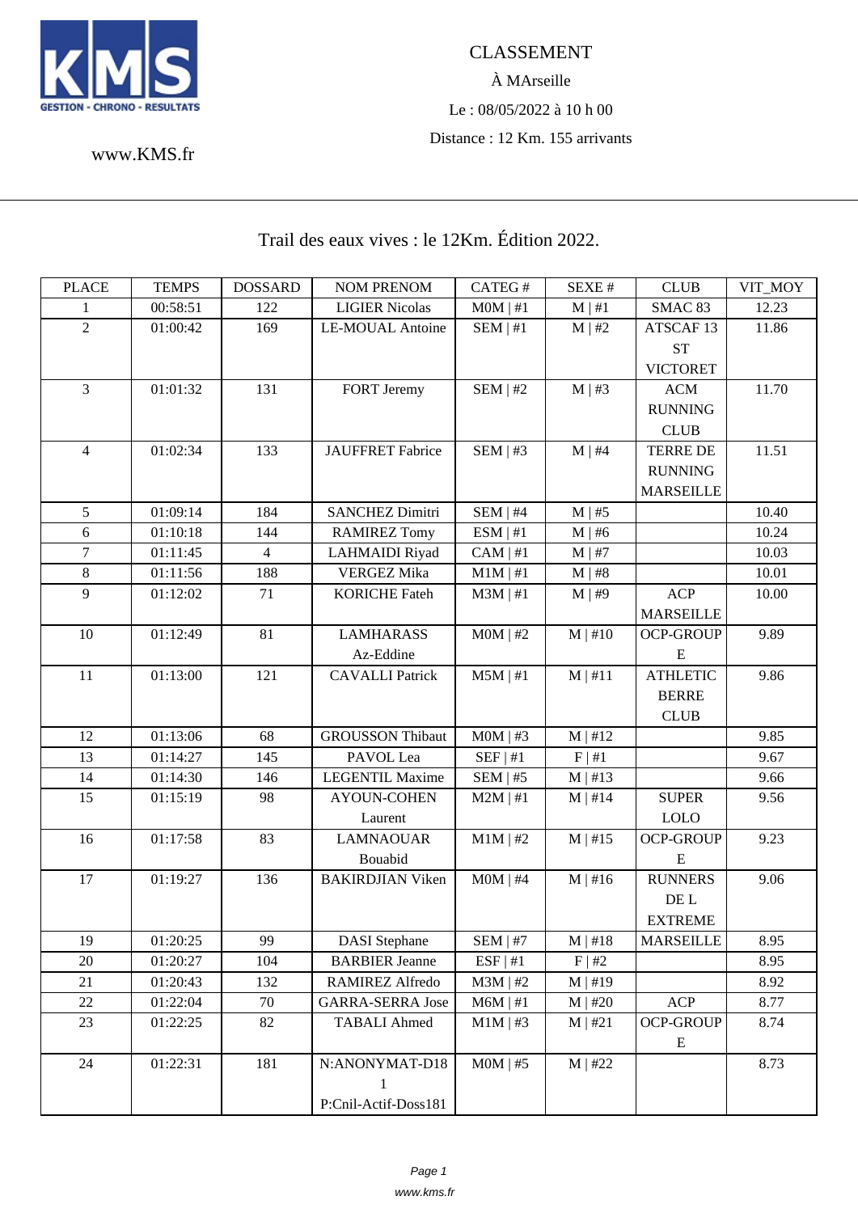KMS GESTION - CHRONO - RESULTATS

www.KMS.fr

CLASSEMENT

À MArseille

Le : 08/05/2022 à 10 h 00

Distance : 12 Km. 155 arrivants

# Trail des eaux vives : le 12Km. Édition 2022.

| PLACE | TEMPS | DOSSARD | NOM PRENOM | CATEG # | SEXE # | CLUB | VIT_MOY |
|---|---|---|---|---|---|---|---|
| 1 | 00:58:51 | 122 | LIGIER Nicolas | M0M \| #1 | M \| #1 | SMAC 83 | 12.23 |
| 2 | 01:00:42 | 169 | LE-MOUAL Antoine | SEM \| #1 | M \| #2 | ATSCAF 13 ST VICTORET | 11.86 |
| 3 | 01:01:32 | 131 | FORT Jeremy | SEM \| #2 | M \| #3 | ACM RUNNING CLUB | 11.70 |
| 4 | 01:02:34 | 133 | JAUFFRET Fabrice | SEM \| #3 | M \| #4 | TERRE DE RUNNING MARSEILLE | 11.51 |
| 5 | 01:09:14 | 184 | SANCHEZ Dimitri | SEM \| #4 | M \| #5 | | 10.40 |
| 6 | 01:10:18 | 144 | RAMIREZ Tomy | ESM \| #1 | M \| #6 | | 10.24 |
| 7 | 01:11:45 | 4 | LAHMAIDI Riyad | CAM \| #1 | M \| #7 | | 10.03 |
| 8 | 01:11:56 | 188 | VERGEZ Mika | M1M \| #1 | M \| #8 | | 10.01 |
| 9 | 01:12:02 | 71 | KORICHE Fateh | M3M \| #1 | M \| #9 | ACP MARSEILLE | 10.00 |
| 10 | 01:12:49 | 81 | LAMHARASS Az-Eddine | M0M \| #2 | M \| #10 | OCP-GROUPE | 9.89 |
| 11 | 01:13:00 | 121 | CAVALLI Patrick | M5M \| #1 | M \| #11 | ATHLETIC BERRE CLUB | 9.86 |
| 12 | 01:13:06 | 68 | GROUSSON Thibaut | M0M \| #3 | M \| #12 | | 9.85 |
| 13 | 01:14:27 | 145 | PAVOL Lea | SEF \| #1 | F \| #1 | | 9.67 |
| 14 | 01:14:30 | 146 | LEGENTIL Maxime | SEM \| #5 | M \| #13 | | 9.66 |
| 15 | 01:15:19 | 98 | AYOUN-COHEN Laurent | M2M \| #1 | M \| #14 | SUPER LOLO | 9.56 |
| 16 | 01:17:58 | 83 | LAMNAOUAR Bouabid | M1M \| #2 | M \| #15 | OCP-GROUPE | 9.23 |
| 17 | 01:19:27 | 136 | BAKIRDJIAN Viken | M0M \| #4 | M \| #16 | RUNNERS DE L EXTREME | 9.06 |
| 19 | 01:20:25 | 99 | DASI Stephane | SEM \| #7 | M \| #18 | MARSEILLE | 8.95 |
| 20 | 01:20:27 | 104 | BARBIER Jeanne | ESF \| #1 | F \| #2 | | 8.95 |
| 21 | 01:20:43 | 132 | RAMIREZ Alfredo | M3M \| #2 | M \| #19 | | 8.92 |
| 22 | 01:22:04 | 70 | GARRA-SERRA Jose | M6M \| #1 | M \| #20 | ACP | 8.77 |
| 23 | 01:22:25 | 82 | TABALI Ahmed | M1M \| #3 | M \| #21 | OCP-GROUPE | 8.74 |
| 24 | 01:22:31 | 181 | N:ANONYMAT-D181 P:Cnil-Actif-Doss181 | M0M \| #5 | M \| #22 | | 8.73 |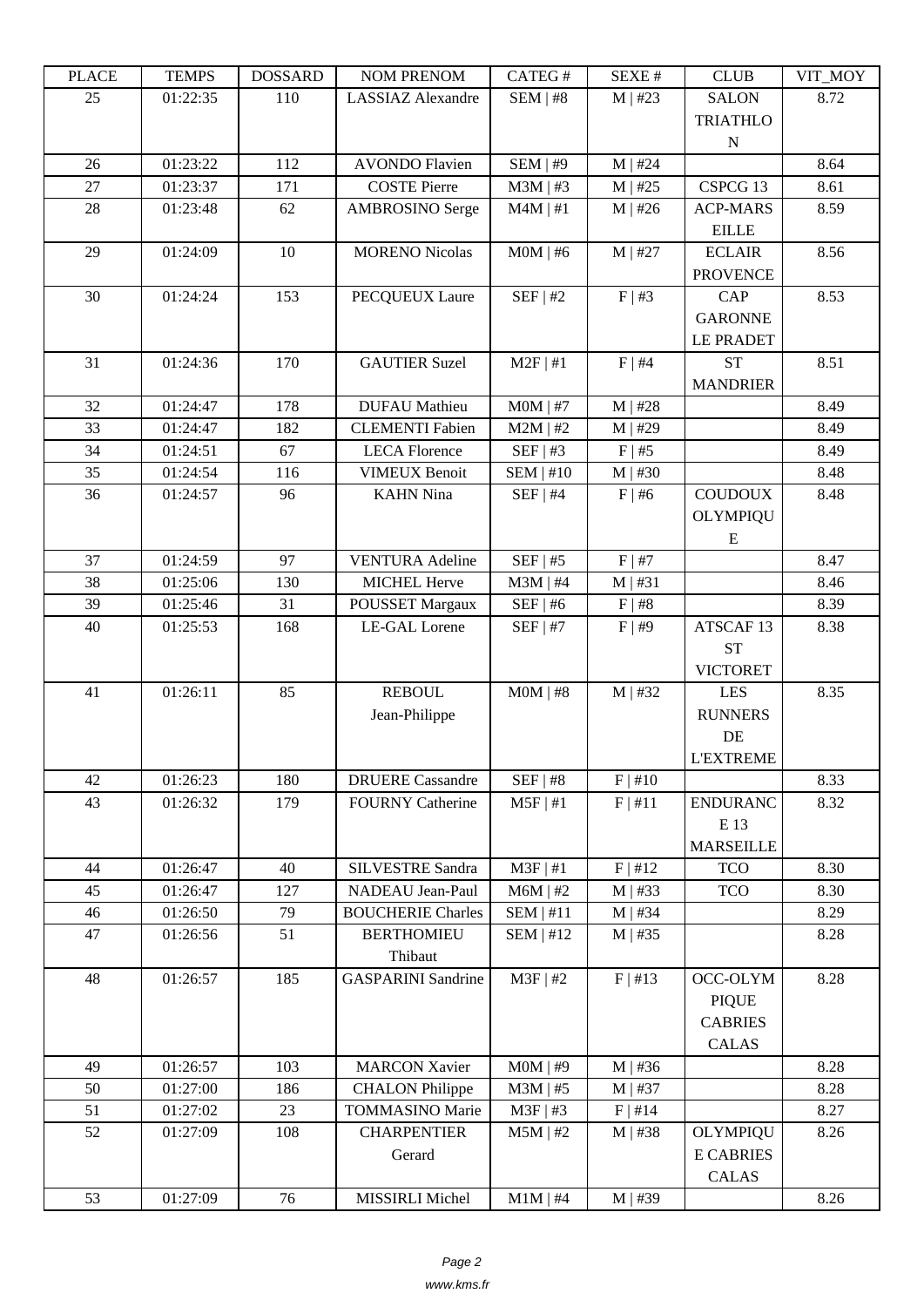| PLACE | TEMPS | DOSSARD | NOM PRENOM | CATEG # | SEXE # | CLUB | VIT_MOY |
|---|---|---|---|---|---|---|---|
| 25 | 01:22:35 | 110 | LASSIAZ Alexandre | SEM \| #8 | M \| #23 | SALON TRIATHLON | 8.72 |
| 26 | 01:23:22 | 112 | AVONDO Flavien | SEM \| #9 | M \| #24 | | 8.64 |
| 27 | 01:23:37 | 171 | COSTE Pierre | M3M \| #3 | M \| #25 | CSPCG 13 | 8.61 |
| 28 | 01:23:48 | 62 | AMBROSINO Serge | M4M \| #1 | M \| #26 | ACP-MARSEILLE | 8.59 |
| 29 | 01:24:09 | 10 | MORENO Nicolas | M0M \| #6 | M \| #27 | ECLAIR PROVENCE | 8.56 |
| 30 | 01:24:24 | 153 | PECQUEUX Laure | SEF \| #2 | F \| #3 | CAP GARONNE LE PRADET | 8.53 |
| 31 | 01:24:36 | 170 | GAUTIER Suzel | M2F \| #1 | F \| #4 | ST MANDRIER | 8.51 |
| 32 | 01:24:47 | 178 | DUFAU Mathieu | M0M \| #7 | M \| #28 | | 8.49 |
| 33 | 01:24:47 | 182 | CLEMENTI Fabien | M2M \| #2 | M \| #29 | | 8.49 |
| 34 | 01:24:51 | 67 | LECA Florence | SEF \| #3 | F \| #5 | | 8.49 |
| 35 | 01:24:54 | 116 | VIMEUX Benoit | SEM \| #10 | M \| #30 | | 8.48 |
| 36 | 01:24:57 | 96 | KAHN Nina | SEF \| #4 | F \| #6 | COUDOUX OLYMPIQUE | 8.48 |
| 37 | 01:24:59 | 97 | VENTURA Adeline | SEF \| #5 | F \| #7 | | 8.47 |
| 38 | 01:25:06 | 130 | MICHEL Herve | M3M \| #4 | M \| #31 | | 8.46 |
| 39 | 01:25:46 | 31 | POUSSET Margaux | SEF \| #6 | F \| #8 | | 8.39 |
| 40 | 01:25:53 | 168 | LE-GAL Lorene | SEF \| #7 | F \| #9 | ATSCAF 13 ST VICTORET | 8.38 |
| 41 | 01:26:11 | 85 | REBOUL Jean-Philippe | M0M \| #8 | M \| #32 | LES RUNNERS DE L'EXTREME | 8.35 |
| 42 | 01:26:23 | 180 | DRUERE Cassandre | SEF \| #8 | F \| #10 | | 8.33 |
| 43 | 01:26:32 | 179 | FOURNY Catherine | M5F \| #1 | F \| #11 | ENDURANCE 13 MARSEILLE | 8.32 |
| 44 | 01:26:47 | 40 | SILVESTRE Sandra | M3F \| #1 | F \| #12 | TCO | 8.30 |
| 45 | 01:26:47 | 127 | NADEAU Jean-Paul | M6M \| #2 | M \| #33 | TCO | 8.30 |
| 46 | 01:26:50 | 79 | BOUCHERIE Charles | SEM \| #11 | M \| #34 | | 8.29 |
| 47 | 01:26:56 | 51 | BERTHOMIEU Thibaut | SEM \| #12 | M \| #35 | | 8.28 |
| 48 | 01:26:57 | 185 | GASPARINI Sandrine | M3F \| #2 | F \| #13 | OCC-OLYMPIQUE CABRIES CALAS | 8.28 |
| 49 | 01:26:57 | 103 | MARCON Xavier | M0M \| #9 | M \| #36 | | 8.28 |
| 50 | 01:27:00 | 186 | CHALON Philippe | M3M \| #5 | M \| #37 | | 8.28 |
| 51 | 01:27:02 | 23 | TOMMASINO Marie | M3F \| #3 | F \| #14 | | 8.27 |
| 52 | 01:27:09 | 108 | CHARPENTIER Gerard | M5M \| #2 | M \| #38 | OLYMPIQUE CABRIES CALAS | 8.26 |
| 53 | 01:27:09 | 76 | MISSIRLI Michel | M1M \| #4 | M \| #39 | | 8.26 |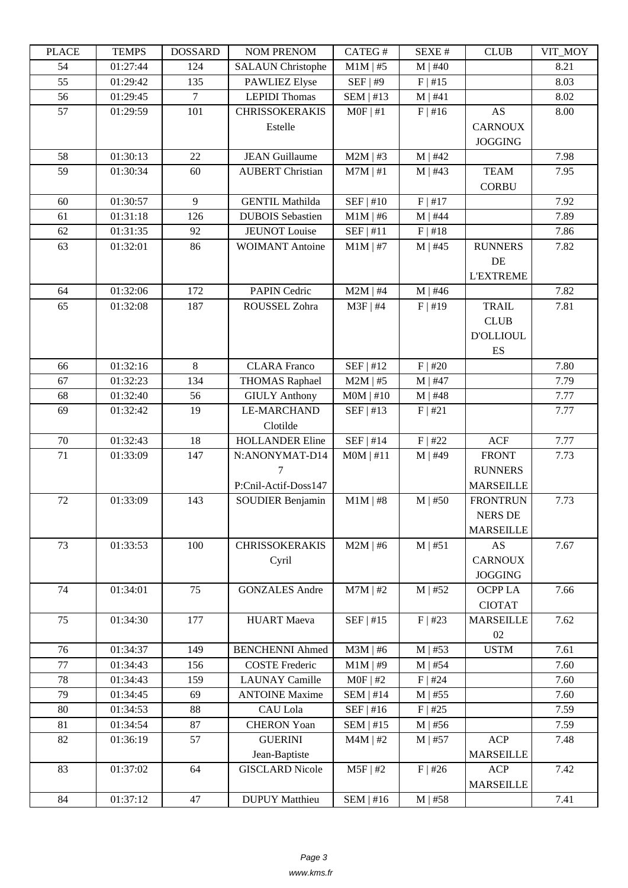| PLACE | TEMPS | DOSSARD | NOM PRENOM | CATEG # | SEXE # | CLUB | VIT_MOY |
|---|---|---|---|---|---|---|---|
| 54 | 01:27:44 | 124 | SALAUN Christophe | M1M \| #5 | M \| #40 | | 8.21 |
| 55 | 01:29:42 | 135 | PAWLIEZ Elyse | SEF \| #9 | F \| #15 | | 8.03 |
| 56 | 01:29:45 | 7 | LEPIDI Thomas | SEM \| #13 | M \| #41 | | 8.02 |
| 57 | 01:29:59 | 101 | CHRISSOKERAKIS Estelle | M0F \| #1 | F \| #16 | AS CARNOUX JOGGING | 8.00 |
| 58 | 01:30:13 | 22 | JEAN Guillaume | M2M \| #3 | M \| #42 | | 7.98 |
| 59 | 01:30:34 | 60 | AUBERT Christian | M7M \| #1 | M \| #43 | TEAM CORBU | 7.95 |
| 60 | 01:30:57 | 9 | GENTIL Mathilda | SEF \| #10 | F \| #17 | | 7.92 |
| 61 | 01:31:18 | 126 | DUBOIS Sebastien | M1M \| #6 | M \| #44 | | 7.89 |
| 62 | 01:31:35 | 92 | JEUNOT Louise | SEF \| #11 | F \| #18 | | 7.86 |
| 63 | 01:32:01 | 86 | WOIMANT Antoine | M1M \| #7 | M \| #45 | RUNNERS DE L'EXTREME | 7.82 |
| 64 | 01:32:06 | 172 | PAPIN Cedric | M2M \| #4 | M \| #46 | | 7.82 |
| 65 | 01:32:08 | 187 | ROUSSEL Zohra | M3F \| #4 | F \| #19 | TRAIL CLUB D'OLLIOULES | 7.81 |
| 66 | 01:32:16 | 8 | CLARA Franco | SEF \| #12 | F \| #20 | | 7.80 |
| 67 | 01:32:23 | 134 | THOMAS Raphael | M2M \| #5 | M \| #47 | | 7.79 |
| 68 | 01:32:40 | 56 | GIULY Anthony | M0M \| #10 | M \| #48 | | 7.77 |
| 69 | 01:32:42 | 19 | LE-MARCHAND Clotilde | SEF \| #13 | F \| #21 | | 7.77 |
| 70 | 01:32:43 | 18 | HOLLANDER Eline | SEF \| #14 | F \| #22 | ACF | 7.77 |
| 71 | 01:33:09 | 147 | N:ANONYMAT-D147 P:Cnil-Actif-Doss147 | M0M \| #11 | M \| #49 | FRONT RUNNERS MARSEILLE | 7.73 |
| 72 | 01:33:09 | 143 | SOUDIER Benjamin | M1M \| #8 | M \| #50 | FRONTRUNNERS DE MARSEILLE | 7.73 |
| 73 | 01:33:53 | 100 | CHRISSOKERAKIS Cyril | M2M \| #6 | M \| #51 | AS CARNOUX JOGGING | 7.67 |
| 74 | 01:34:01 | 75 | GONZALES Andre | M7M \| #2 | M \| #52 | OCPP LA CIOTAT | 7.66 |
| 75 | 01:34:30 | 177 | HUART Maeva | SEF \| #15 | F \| #23 | MARSEILLE 02 | 7.62 |
| 76 | 01:34:37 | 149 | BENCHENNI Ahmed | M3M \| #6 | M \| #53 | USTM | 7.61 |
| 77 | 01:34:43 | 156 | COSTE Frederic | M1M \| #9 | M \| #54 | | 7.60 |
| 78 | 01:34:43 | 159 | LAUNAY Camille | M0F \| #2 | F \| #24 | | 7.60 |
| 79 | 01:34:45 | 69 | ANTOINE Maxime | SEM \| #14 | M \| #55 | | 7.60 |
| 80 | 01:34:53 | 88 | CAU Lola | SEF \| #16 | F \| #25 | | 7.59 |
| 81 | 01:34:54 | 87 | CHERON Yoan | SEM \| #15 | M \| #56 | | 7.59 |
| 82 | 01:36:19 | 57 | GUERINI Jean-Baptiste | M4M \| #2 | M \| #57 | ACP MARSEILLE | 7.48 |
| 83 | 01:37:02 | 64 | GISCLARD Nicole | M5F \| #2 | F \| #26 | ACP MARSEILLE | 7.42 |
| 84 | 01:37:12 | 47 | DUPUY Matthieu | SEM \| #16 | M \| #58 | | 7.41 |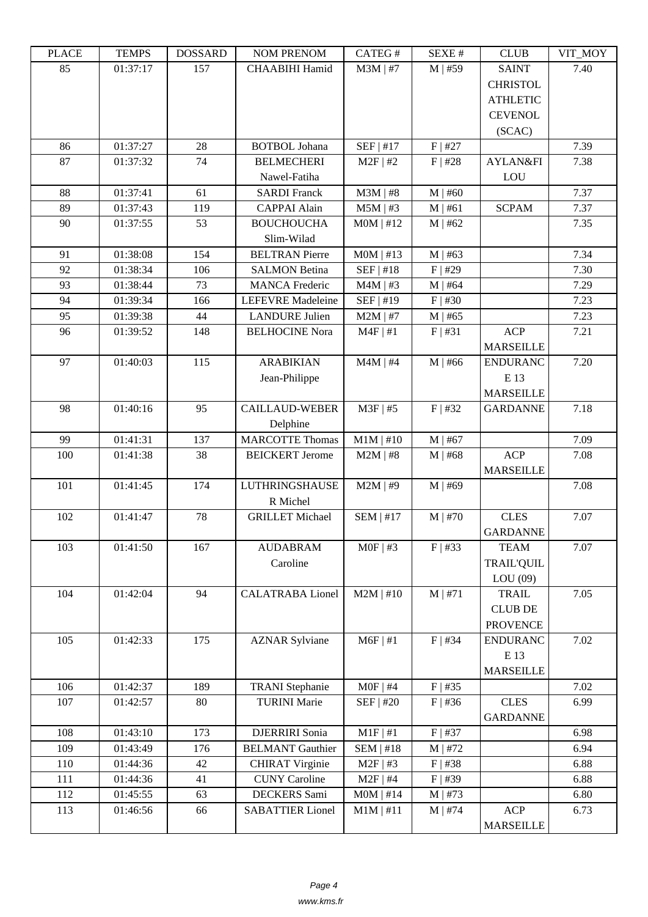| PLACE | TEMPS | DOSSARD | NOM PRENOM | CATEG # | SEXE # | CLUB | VIT_MOY |
| --- | --- | --- | --- | --- | --- | --- | --- |
| 85 | 01:37:17 | 157 | CHAABIHI Hamid | M3M \| #7 | M \| #59 | SAINT CHRISTOL ATHLETIC CEVENOL (SCAC) | 7.40 |
| 86 | 01:37:27 | 28 | BOTBOL Johana | SEF \| #17 | F \| #27 | | 7.39 |
| 87 | 01:37:32 | 74 | BELMECHERI Nawel-Fatiha | M2F \| #2 | F \| #28 | AYLAN&FILOU | 7.38 |
| 88 | 01:37:41 | 61 | SARDI Franck | M3M \| #8 | M \| #60 | | 7.37 |
| 89 | 01:37:43 | 119 | CAPPAI Alain | M5M \| #3 | M \| #61 | SCPAM | 7.37 |
| 90 | 01:37:55 | 53 | BOUCHOUCHA Slim-Wilad | M0M \| #12 | M \| #62 | | 7.35 |
| 91 | 01:38:08 | 154 | BELTRAN Pierre | M0M \| #13 | M \| #63 | | 7.34 |
| 92 | 01:38:34 | 106 | SALMON Betina | SEF \| #18 | F \| #29 | | 7.30 |
| 93 | 01:38:44 | 73 | MANCA Frederic | M4M \| #3 | M \| #64 | | 7.29 |
| 94 | 01:39:34 | 166 | LEFEVRE Madeleine | SEF \| #19 | F \| #30 | | 7.23 |
| 95 | 01:39:38 | 44 | LANDURE Julien | M2M \| #7 | M \| #65 | | 7.23 |
| 96 | 01:39:52 | 148 | BELHOCINE Nora | M4F \| #1 | F \| #31 | ACP MARSEILLE | 7.21 |
| 97 | 01:40:03 | 115 | ARABIKIAN Jean-Philippe | M4M \| #4 | M \| #66 | ENDURANCE 13 MARSEILLE | 7.20 |
| 98 | 01:40:16 | 95 | CAILLAUD-WEBER Delphine | M3F \| #5 | F \| #32 | GARDANNE | 7.18 |
| 99 | 01:41:31 | 137 | MARCOTTE Thomas | M1M \| #10 | M \| #67 | | 7.09 |
| 100 | 01:41:38 | 38 | BEICKERT Jerome | M2M \| #8 | M \| #68 | ACP MARSEILLE | 7.08 |
| 101 | 01:41:45 | 174 | LUTHRINGSHAUSER Michel | M2M \| #9 | M \| #69 | | 7.08 |
| 102 | 01:41:47 | 78 | GRILLET Michael | SEM \| #17 | M \| #70 | CLES GARDANNE | 7.07 |
| 103 | 01:41:50 | 167 | AUDABRAM Caroline | M0F \| #3 | F \| #33 | TEAM TRAIL'QUILLOU (09) | 7.07 |
| 104 | 01:42:04 | 94 | CALATRABA Lionel | M2M \| #10 | M \| #71 | TRAIL CLUB DE PROVENCE | 7.05 |
| 105 | 01:42:33 | 175 | AZNAR Sylviane | M6F \| #1 | F \| #34 | ENDURANCE 13 MARSEILLE | 7.02 |
| 106 | 01:42:37 | 189 | TRANI Stephanie | M0F \| #4 | F \| #35 | | 7.02 |
| 107 | 01:42:57 | 80 | TURINI Marie | SEF \| #20 | F \| #36 | CLES GARDANNE | 6.99 |
| 108 | 01:43:10 | 173 | DJERRIRI Sonia | M1F \| #1 | F \| #37 | | 6.98 |
| 109 | 01:43:49 | 176 | BELMANT Gauthier | SEM \| #18 | M \| #72 | | 6.94 |
| 110 | 01:44:36 | 42 | CHIRAT Virginie | M2F \| #3 | F \| #38 | | 6.88 |
| 111 | 01:44:36 | 41 | CUNY Caroline | M2F \| #4 | F \| #39 | | 6.88 |
| 112 | 01:45:55 | 63 | DECKERS Sami | M0M \| #14 | M \| #73 | | 6.80 |
| 113 | 01:46:56 | 66 | SABATTIER Lionel | M1M \| #11 | M \| #74 | ACP MARSEILLE | 6.73 |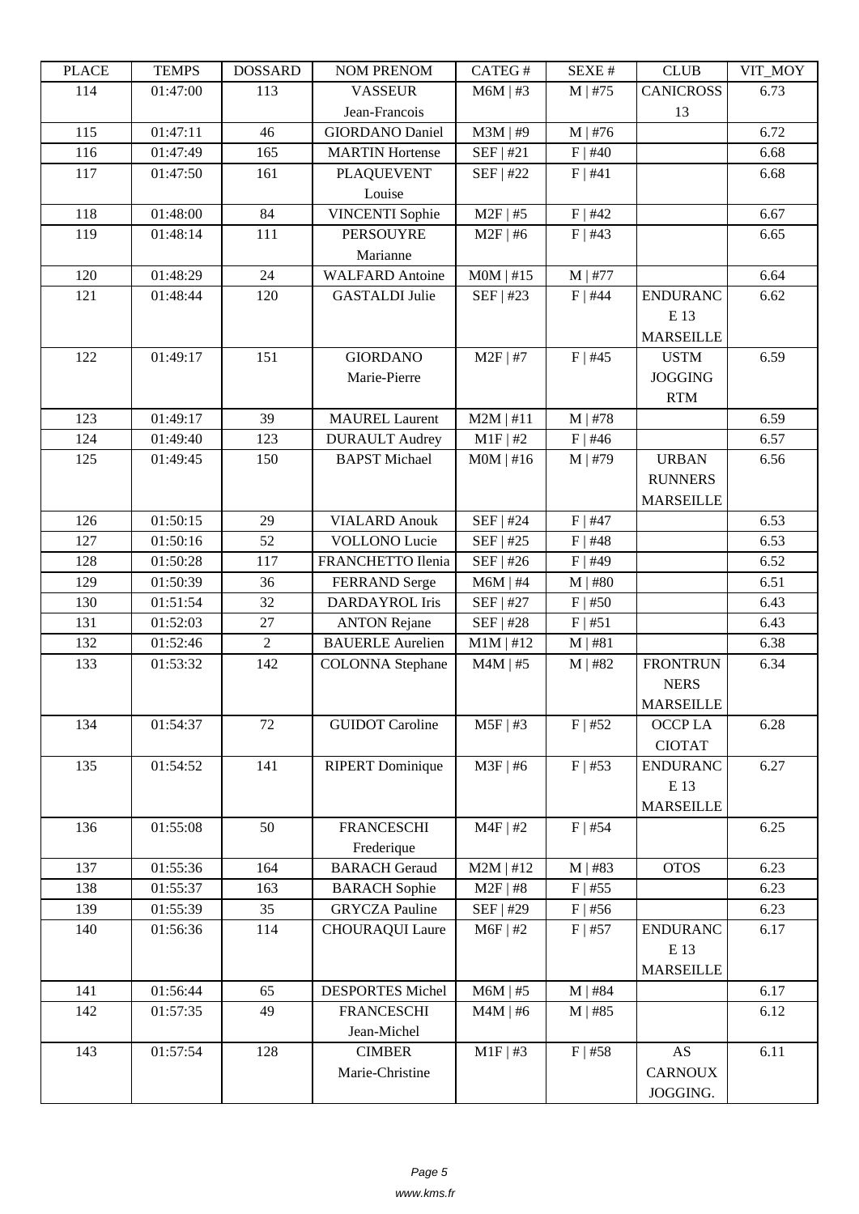| PLACE | TEMPS | DOSSARD | NOM PRENOM | CATEG # | SEXE # | CLUB | VIT_MOY |
|---|---|---|---|---|---|---|---|
| 114 | 01:47:00 | 113 | VASSEUR Jean-Francois | M6M \| #3 | M \| #75 | CANICROSS 13 | 6.73 |
| 115 | 01:47:11 | 46 | GIORDANO Daniel | M3M \| #9 | M \| #76 | | 6.72 |
| 116 | 01:47:49 | 165 | MARTIN Hortense | SEF \| #21 | F \| #40 | | 6.68 |
| 117 | 01:47:50 | 161 | PLAQUEVENT Louise | SEF \| #22 | F \| #41 | | 6.68 |
| 118 | 01:48:00 | 84 | VINCENTI Sophie | M2F \| #5 | F \| #42 | | 6.67 |
| 119 | 01:48:14 | 111 | PERSOUYRE Marianne | M2F \| #6 | F \| #43 | | 6.65 |
| 120 | 01:48:29 | 24 | WALFARD Antoine | M0M \| #15 | M \| #77 | | 6.64 |
| 121 | 01:48:44 | 120 | GASTALDI Julie | SEF \| #23 | F \| #44 | ENDURANCE 13 MARSEILLE | 6.62 |
| 122 | 01:49:17 | 151 | GIORDANO Marie-Pierre | M2F \| #7 | F \| #45 | USTM JOGGING RTM | 6.59 |
| 123 | 01:49:17 | 39 | MAUREL Laurent | M2M \| #11 | M \| #78 | | 6.59 |
| 124 | 01:49:40 | 123 | DURAULT Audrey | M1F \| #2 | F \| #46 | | 6.57 |
| 125 | 01:49:45 | 150 | BAPST Michael | M0M \| #16 | M \| #79 | URBAN RUNNERS MARSEILLE | 6.56 |
| 126 | 01:50:15 | 29 | VIALARD Anouk | SEF \| #24 | F \| #47 | | 6.53 |
| 127 | 01:50:16 | 52 | VOLLONO Lucie | SEF \| #25 | F \| #48 | | 6.53 |
| 128 | 01:50:28 | 117 | FRANCHETTO Ilenia | SEF \| #26 | F \| #49 | | 6.52 |
| 129 | 01:50:39 | 36 | FERRAND Serge | M6M \| #4 | M \| #80 | | 6.51 |
| 130 | 01:51:54 | 32 | DARDAYROL Iris | SEF \| #27 | F \| #50 | | 6.43 |
| 131 | 01:52:03 | 27 | ANTON Rejane | SEF \| #28 | F \| #51 | | 6.43 |
| 132 | 01:52:46 | 2 | BAUERLE Aurelien | M1M \| #12 | M \| #81 | | 6.38 |
| 133 | 01:53:32 | 142 | COLONNA Stephane | M4M \| #5 | M \| #82 | FRONTRUNNERS MARSEILLE | 6.34 |
| 134 | 01:54:37 | 72 | GUIDOT Caroline | M5F \| #3 | F \| #52 | OCCP LA CIOTAT | 6.28 |
| 135 | 01:54:52 | 141 | RIPERT Dominique | M3F \| #6 | F \| #53 | ENDURANCE 13 MARSEILLE | 6.27 |
| 136 | 01:55:08 | 50 | FRANCESCHI Frederique | M4F \| #2 | F \| #54 | | 6.25 |
| 137 | 01:55:36 | 164 | BARACH Geraud | M2M \| #12 | M \| #83 | OTOS | 6.23 |
| 138 | 01:55:37 | 163 | BARACH Sophie | M2F \| #8 | F \| #55 | | 6.23 |
| 139 | 01:55:39 | 35 | GRYCZA Pauline | SEF \| #29 | F \| #56 | | 6.23 |
| 140 | 01:56:36 | 114 | CHOURAQUI Laure | M6F \| #2 | F \| #57 | ENDURANCE 13 MARSEILLE | 6.17 |
| 141 | 01:56:44 | 65 | DESPORTES Michel | M6M \| #5 | M \| #84 | | 6.17 |
| 142 | 01:57:35 | 49 | FRANCESCHI Jean-Michel | M4M \| #6 | M \| #85 | | 6.12 |
| 143 | 01:57:54 | 128 | CIMBER Marie-Christine | M1F \| #3 | F \| #58 | AS CARNOUX JOGGING. | 6.11 |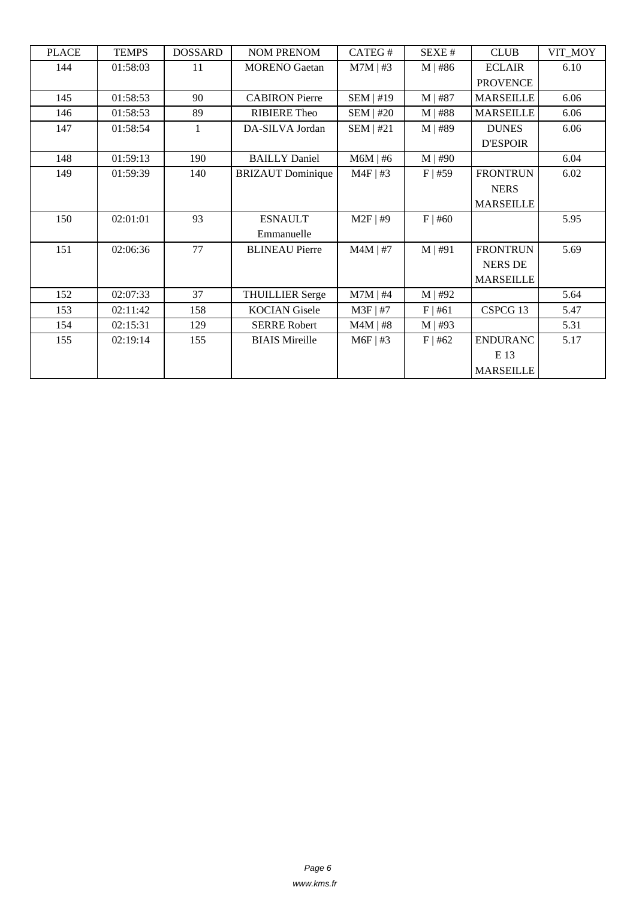| PLACE | TEMPS | DOSSARD | NOM PRENOM | CATEG # | SEXE # | CLUB | VIT_MOY |
|---|---|---|---|---|---|---|---|
| 144 | 01:58:03 | 11 | MORENO Gaetan | M7M \| #3 | M \| #86 | ECLAIR PROVENCE | 6.10 |
| 145 | 01:58:53 | 90 | CABIRON Pierre | SEM \| #19 | M \| #87 | MARSEILLE | 6.06 |
| 146 | 01:58:53 | 89 | RIBIERE Theo | SEM \| #20 | M \| #88 | MARSEILLE | 6.06 |
| 147 | 01:58:54 | 1 | DA-SILVA Jordan | SEM \| #21 | M \| #89 | DUNES D'ESPOIR | 6.06 |
| 148 | 01:59:13 | 190 | BAILLY Daniel | M6M \| #6 | M \| #90 | | 6.04 |
| 149 | 01:59:39 | 140 | BRIZAUT Dominique | M4F \| #3 | F \| #59 | FRONTRUNNERS MARSEILLE | 6.02 |
| 150 | 02:01:01 | 93 | ESNAULT Emmanuelle | M2F \| #9 | F \| #60 | | 5.95 |
| 151 | 02:06:36 | 77 | BLINEAU Pierre | M4M \| #7 | M \| #91 | FRONTRUNNERS DE MARSEILLE | 5.69 |
| 152 | 02:07:33 | 37 | THUILLIER Serge | M7M \| #4 | M \| #92 | | 5.64 |
| 153 | 02:11:42 | 158 | KOCIAN Gisele | M3F \| #7 | F \| #61 | CSPCG 13 | 5.47 |
| 154 | 02:15:31 | 129 | SERRE Robert | M4M \| #8 | M \| #93 | | 5.31 |
| 155 | 02:19:14 | 155 | BIAIS Mireille | M6F \| #3 | F \| #62 | ENDURANCE 13 MARSEILLE | 5.17 |

www.kms.fr